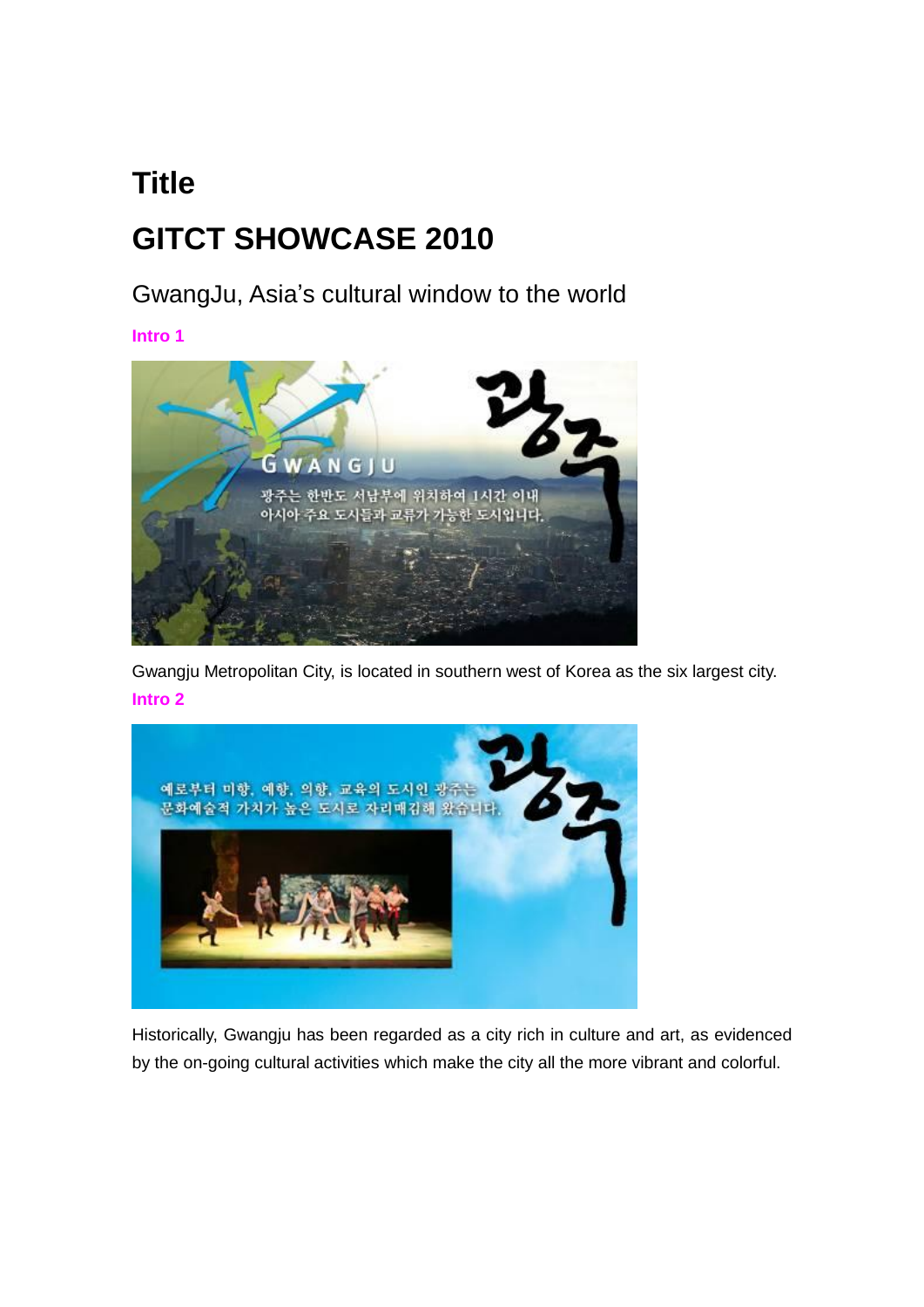# Title

# GITCT SHOWCASE 2010

GwangJu, Asia's cultural window to the world

**Intro 1**

Gwangju Metropolitan City, is located in southern west of Korea as the six largest city.

**Intro 2**

Historically, Gwangju has been regarded as a city rich in culture and art, as evidenced by the on-going cultural activities which make the city all the more vibrant and colorful.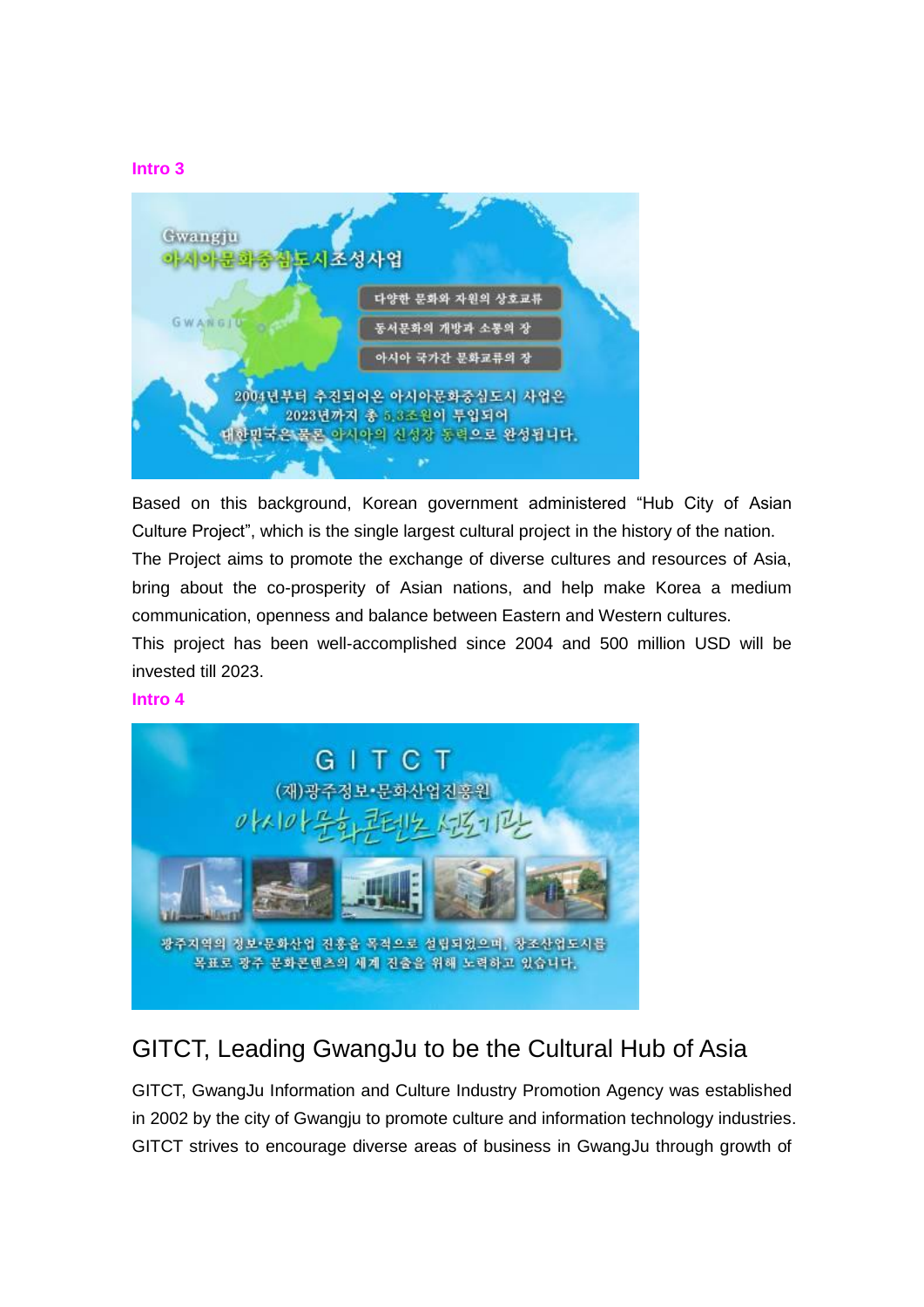**Intro 3**

Based on this background, Korean government administered “Hub City of Asian Culture Project”, which is the single largest cultural project in the history of the nation. The Project aims to promote the exchange of diverse cultures and resources of Asia, bring about the co-prosperity of Asian nations, and help make Korea a medium communication, openness and balance between Eastern and Western cultures.

This project has been well-accomplished since 2004 and 500 million USD will be invested till 2023.

**Intro 4**

## GITCT, Leading GwangJu to be the Cultural Hub of Asia

GITCT, GwangJu Information and Culture Industry Promotion Agency was established in 2002 by the city of Gwangju to promote culture and information technology industries. GITCT strives to encourage diverse areas of business in GwangJu through growth of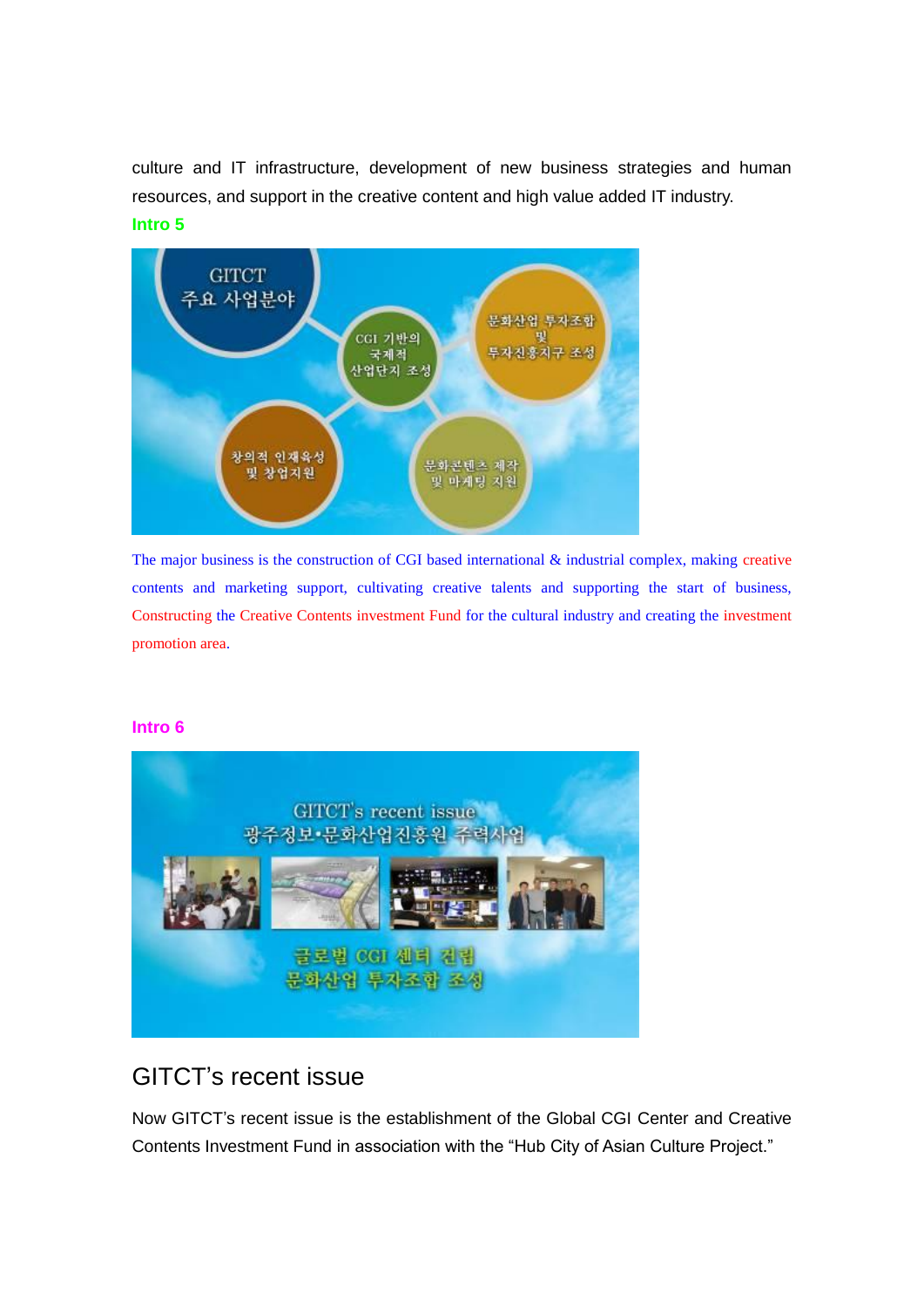culture and IT infrastructure, development of new business strategies and human resources, and support in the creative content and high value added IT industry.

**Intro 5**

The major business is the construction of CGI based international & industrial complex, making creative contents and marketing support, cultivating creative talents and supporting the start of business, Constructing the Creative Contents investment Fund for the cultural industry and creating the investment promotion area.

**Intro 6**

## GITCT's recent issue

Now GITCT's recent issue is the establishment of the Global CGI Center and Creative Contents Investment Fund in association with the "Hub City of Asian Culture Project."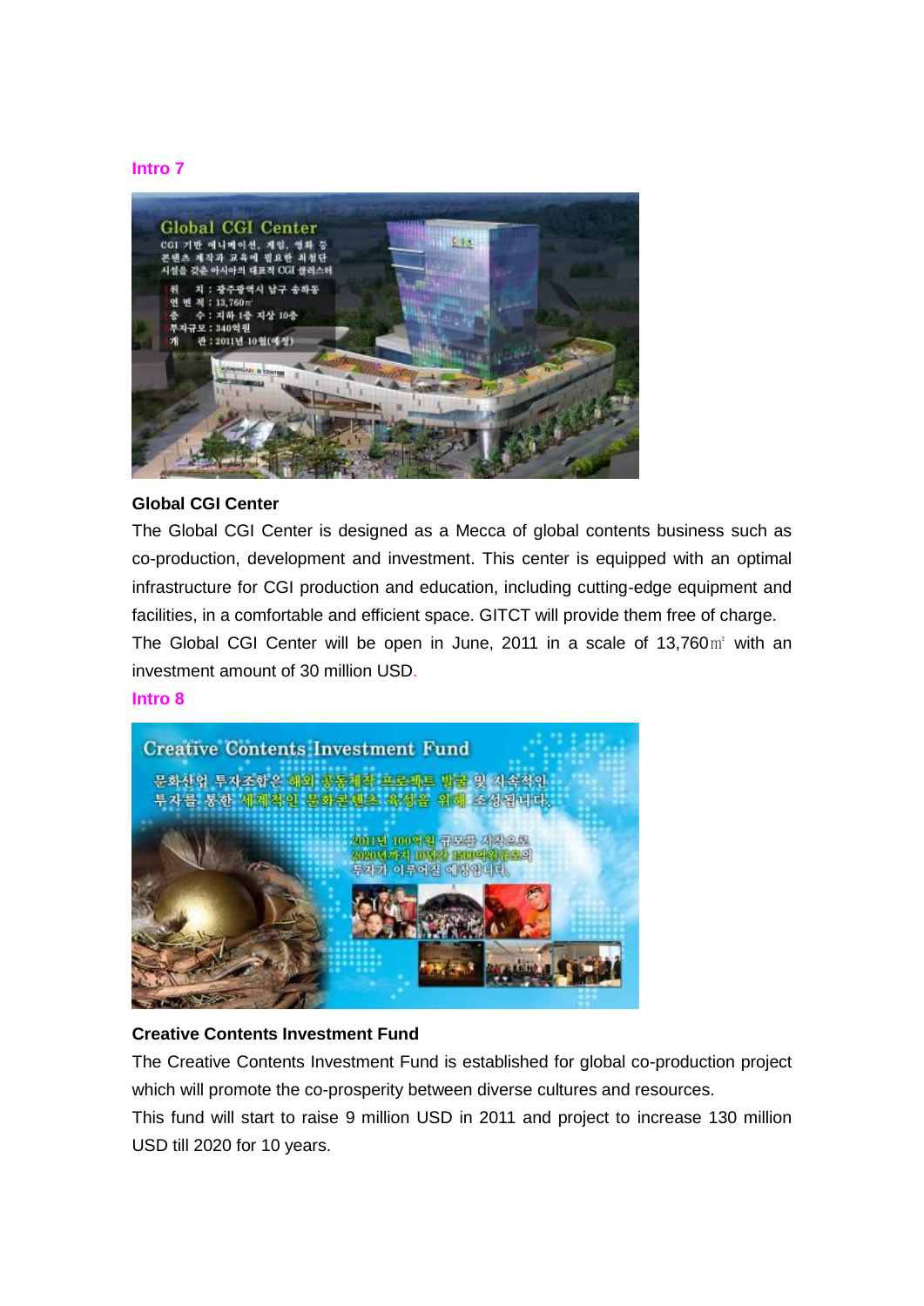**Intro 7**

**Global CGI Center**

The Global CGI Center is designed as a Mecca of global contents business such as co-production, development and investment. This center is equipped with an optimal infrastructure for CGI production and education, including cutting-edge equipment and facilities, in a comfortable and efficient space. GITCT will provide them free of charge.

The Global CGI Center will be open in June, 2011 in a scale of 13,760㎡ with an investment amount of 30 million USD.

**Intro 8**

**Creative Contents Investment Fund**

The Creative Contents Investment Fund is established for global co-production project which will promote the co-prosperity between diverse cultures and resources.

This fund will start to raise 9 million USD in 2011 and project to increase 130 million USD till 2020 for 10 years.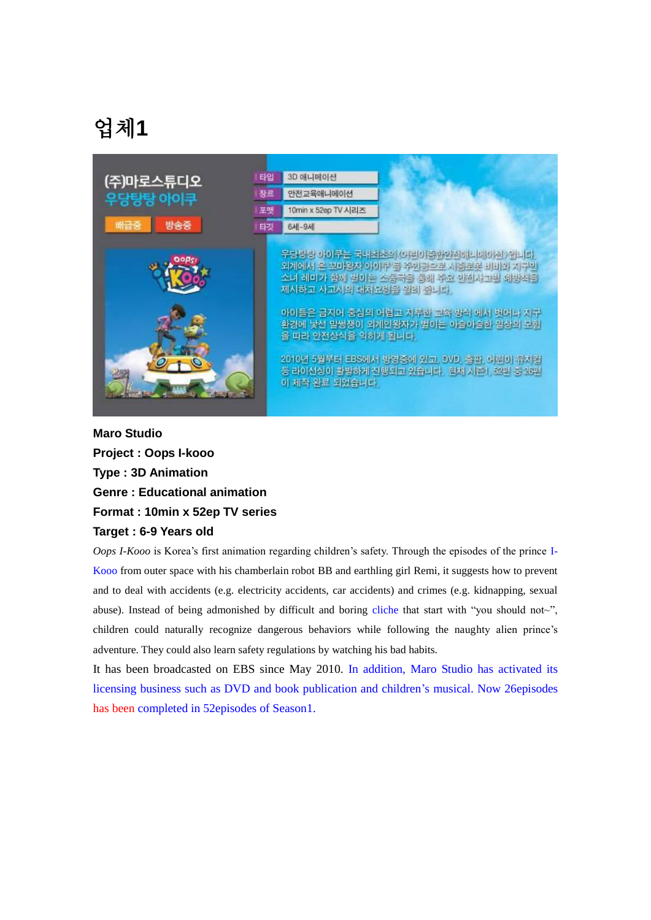# 업체1

(주)마로스튜디오
우당탕탕 아이쿠

배급중 방송중

| 타입 | 3D 애니메이션 |
| --- | --- |
| 장르 | 안전교육애니메이션 |
| 포맷 | 10min x 52ep TV 시리즈 |
| 타깃 | 6세-9세 |

우당탕탕 아이쿠는 국내최초의 (어린이종합안전애니메이션)입니다. 외계에서 온 꼬마왕자 아이쿠 를 주인공으로 시종로봇 비비와 지구인 소녀 레미가 함께 벌이는 소동극을 통해 주요 안전사고별 예방책을 제시하고 사고시의 대처요령을 알려 줍니다.

아이들은 금지어 중심의 어렵고 지루한 교육 방식 에서 벗어나 지구 환경에 낯선 말썽쟁이 외계인왕자가 벌이는 아슬아슬한 일상의 모험 을 따라 안전상식을 익히게 됩니다.

2010년 5월부터 EBS에서 방영중에 있고, DVD, 출판, 어린이 뮤지컬 등 라이선싱이 활발하게 진행되고 있습니다. 현재 시즌1, 52편 중 26편 이 제작 완료 되었습니다.

**Maro Studio**

**Project : Oops I-kooo**

**Type : 3D Animation**

**Genre : Educational animation**

**Format : 10min x 52ep TV series**

**Target : 6-9 Years old**

*Oops I-Kooo* is Korea's first animation regarding children's safety. Through the episodes of the prince I-Kooo from outer space with his chamberlain robot BB and earthling girl Remi, it suggests how to prevent and to deal with accidents (e.g. electricity accidents, car accidents) and crimes (e.g. kidnapping, sexual abuse). Instead of being admonished by difficult and boring cliche that start with "you should not~", children could naturally recognize dangerous behaviors while following the naughty alien prince's adventure. They could also learn safety regulations by watching his bad habits.

It has been broadcasted on EBS since May 2010. In addition, Maro Studio has activated its licensing business such as DVD and book publication and children's musical. Now 26episodes has been completed in 52episodes of Season1.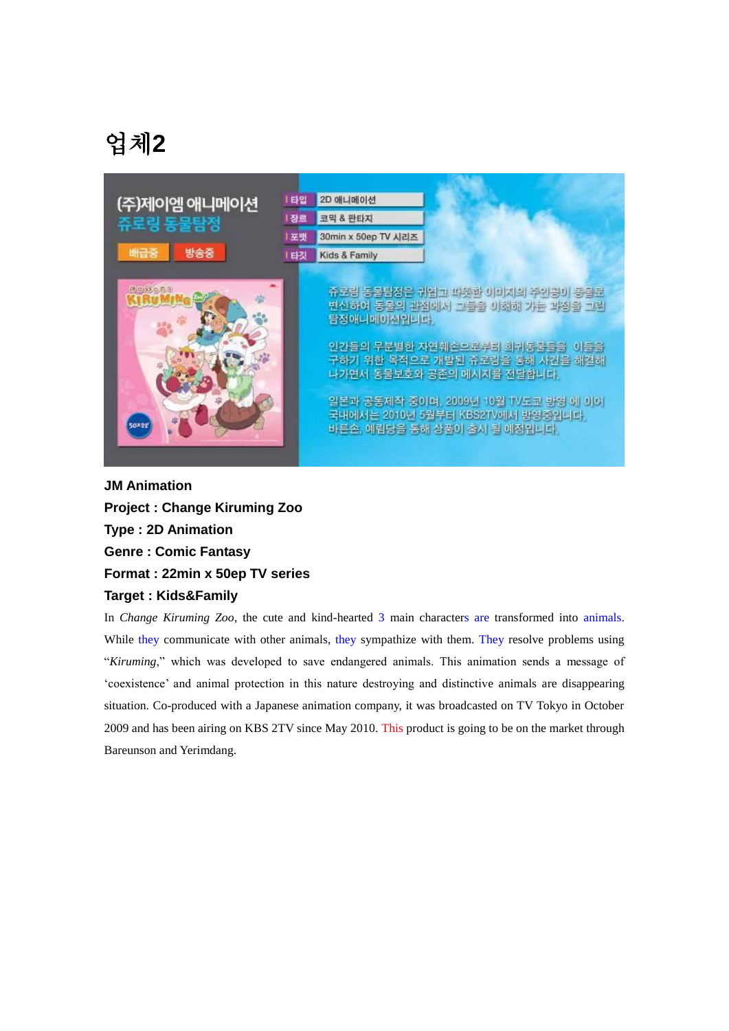# 업체2

(주)제이엠 애니메이션
쥬로링 동물탐정

배급중 방송중

| 타입 | 2D 애니메이션 |
| --- | --- |
| 장르 | 코믹 & 판타지 |
| 포맷 | 30min x 50ep TV 시리즈 |
| 타깃 | Kids & Family |

쥬로링 동물탐정은 귀엽고 따뜻한 이미지의 주인공이 동물로 변신하여 동물의 관점에서 그들을 이해해 가는 과정을 그린 탐정애니메이션입니다.

인간들의 무분별한 자연훼손으로부터 희귀동물들을 이들을 구하기 위한 목적으로 개발된 쥬로링을 통해 사건을 해결해 나가면서 동물보호와 공존의 메시지를 전달합니다.

일본과 공동제작 중이며, 2009년 10월 TV도쿄 방영 에 이어 국내에서는 2010년 5월부터 KBS2TV에서 방영중입니다. 바른손, 예림당을 통해 상품이 출시 될 예정입니다.

**JM Animation**
**Project : Change Kiruming Zoo**
**Type : 2D Animation**
**Genre : Comic Fantasy**
**Format : 22min x 50ep TV series**
**Target : Kids&Family**

In *Change Kiruming Zoo*, the cute and kind-hearted 3 main characters are transformed into animals. While they communicate with other animals, they sympathize with them. They resolve problems using "*Kiruming*," which was developed to save endangered animals. This animation sends a message of 'coexistence' and animal protection in this nature destroying and distinctive animals are disappearing situation. Co-produced with a Japanese animation company, it was broadcasted on TV Tokyo in October 2009 and has been airing on KBS 2TV since May 2010. This product is going to be on the market through Bareunson and Yerimdang.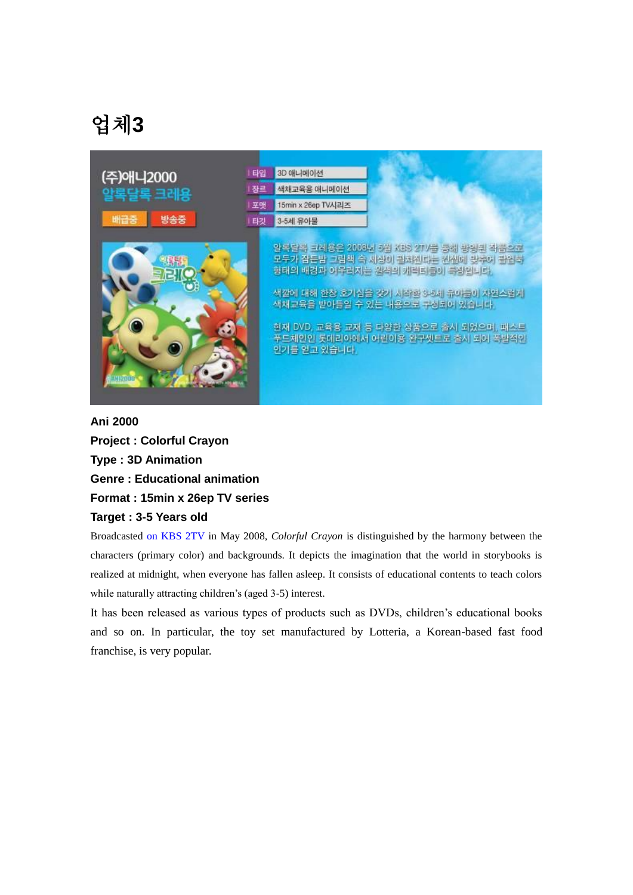# 업체3

(주)애니2000
알록달록 크레용

배급중 방송중

| 타입 | 3D 애니메이션 |
| --- | --- |
| 장르 | 색채교육용 애니메이션 |
| 포맷 | 15min x 26ep TV시리즈 |
| 타깃 | 3-5세 유아물 |

알록달록 크레용은 2008년 5월 KBS 2TV를 통해 방영된 작품으로 모두가 잠든밤 그림책 속 세상이 펼쳐진다는 컨셉에 맞추어 팝업북 형태의 배경과 어우러지는 원색의 캐릭터들이 특징입니다.

색깔에 대해 한창 호기심을 갖기 시작한 3-5세 유아들이 자연스럽게 색채교육을 받아들일 수 있는 내용으로 구성되어 있습니다.

현재 DVD, 교육용 교재 등 다양한 상품으로 출시 되었으며, 패스트 푸드체인인 롯데리아에서 어린이용 완구셋트로 출시 되어 폭발적인 인기를 얻고 있습니다.

**Ani 2000**
**Project : Colorful Crayon**
**Type : 3D Animation**
**Genre : Educational animation**
**Format : 15min x 26ep TV series**
**Target : 3-5 Years old**

Broadcasted on KBS 2TV in May 2008, *Colorful Crayon* is distinguished by the harmony between the characters (primary color) and backgrounds. It depicts the imagination that the world in storybooks is realized at midnight, when everyone has fallen asleep. It consists of educational contents to teach colors while naturally attracting children's (aged 3-5) interest.

It has been released as various types of products such as DVDs, children's educational books and so on. In particular, the toy set manufactured by Lotteria, a Korean-based fast food franchise, is very popular.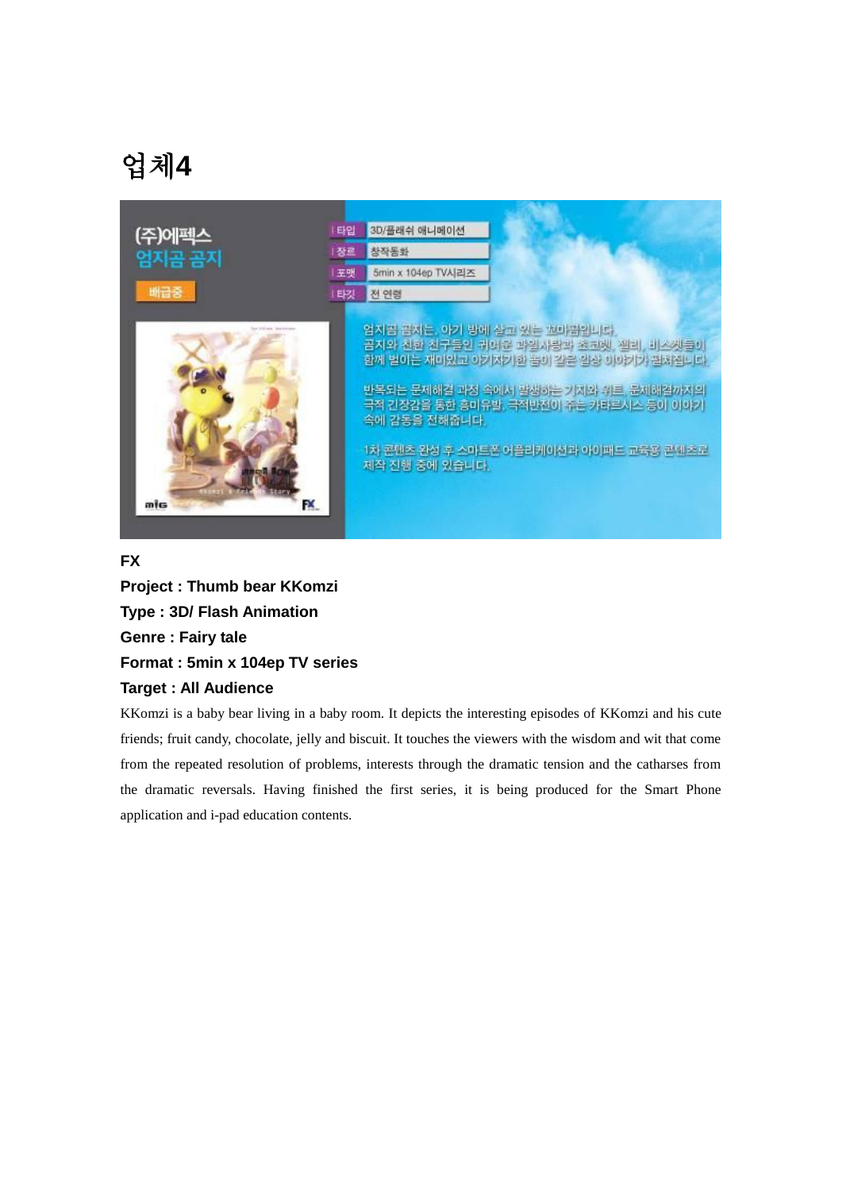# 업체4

(주)에펙스
엄지곰 곰지

배급중

| 타입 | 3D/플래쉬 애니메이션 |
| --- | --- |
| 장르 | 창작동화 |
| 포맷 | 5min x 104ep TV시리즈 |
| 타깃 | 전 연령 |

엄지곰 곰지는, 아기 방에 살고 있는 꼬마곰입니다.
곰지와 친한 친구들인 귀여운 과일사탕과 초코렛, 젤리, 비스켓들이 함께 벌이는 재미있고 아기자기한 봄이 같은 일상 이야기가 펼쳐집니다.

반복되는 문제해결 과정 속에서 발생하는 기지와 위트, 문제해결까지의 극적 긴장감을 통한 흥미유발, 극적반전이 주는 카타르시스 등이 이야기 속에 감동을 전해줍니다.

1차 콘텐츠 완성 후 스마트폰 어플리케이션과 아이패드 교육용 콘텐츠로 제작 진행 중에 있습니다.

**FX**

**Project : Thumb bear KKomzi**

**Type : 3D/ Flash Animation**

**Genre : Fairy tale**

**Format : 5min x 104ep TV series**

**Target : All Audience**

KKomzi is a baby bear living in a baby room. It depicts the interesting episodes of KKomzi and his cute friends; fruit candy, chocolate, jelly and biscuit. It touches the viewers with the wisdom and wit that come from the repeated resolution of problems, interests through the dramatic tension and the catharses from the dramatic reversals. Having finished the first series, it is being produced for the Smart Phone application and i-pad education contents.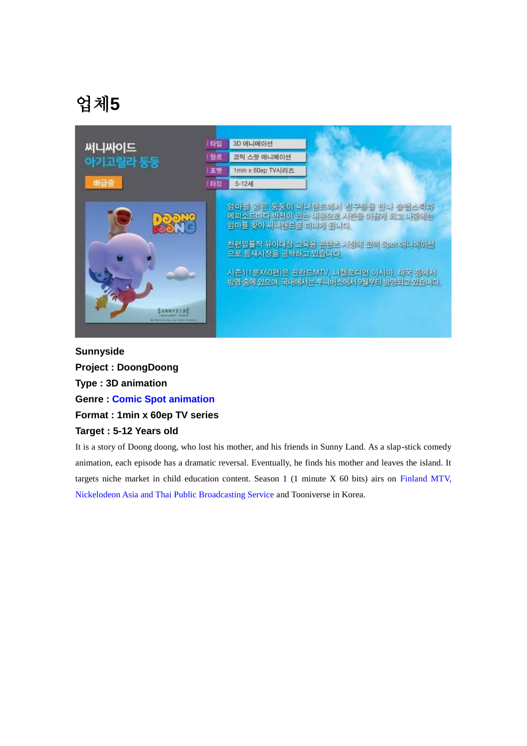# 업체5

써니싸이드

아기고릴라 둥둥

배급중

| 타입 | 3D 애니메이션 |
| --- | --- |
| 장르 | 코믹 스팟 애니메이션 |
| 포맷 | 1min x 60ep TV시리즈 |
| 타깃 | 5-12세 |

엄마를 잃은 둥둥이 써니랜드에서 친구들을 만나 슬랩스틱과 에피소드마다 반전이 있는 내용으로 시즌을 이끌게 되고 나중에는 엄마를 찾아 써니랜드를 떠나게 됩니다.

천편일률적 유아대상 교육용 콘텐츠 시장에 코믹 Spot 애니메이션으로 틈새시장을 공략하고 있습니다.

시즌1(1분X60편)은 핀란드MTV, 니켈로디언 아시아, 태국 등에서 방영 중에 있으며, 국내에서는 투니버스에서 9월부터 방영되고 있습니다.

**Sunnyside**

**Project : DoongDoong**

**Type : 3D animation**

**Genre : Comic Spot animation**

**Format : 1min x 60ep TV series**

**Target : 5-12 Years old**

It is a story of Doong doong, who lost his mother, and his friends in Sunny Land. As a slap-stick comedy animation, each episode has a dramatic reversal. Eventually, he finds his mother and leaves the island. It targets niche market in child education content. Season 1 (1 minute X 60 bits) airs on Finland MTV, Nickelodeon Asia and Thai Public Broadcasting Service and Tooniverse in Korea.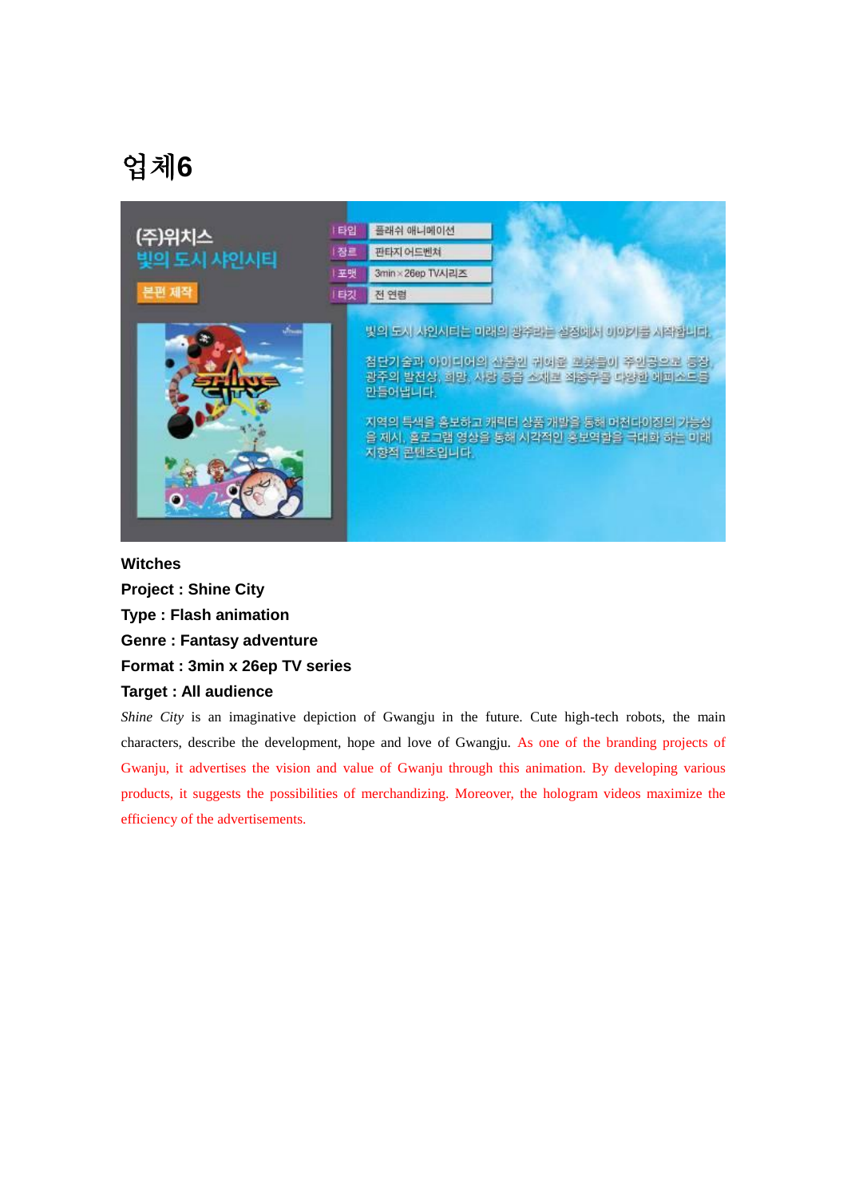# 업체6

(주)위치스
빛의 도시 샤인시티
본편 제작

| 타입 | 플래쉬 애니메이션 |
| --- | --- |
| 장르 | 판타지 어드벤처 |
| 포맷 | 3min×26ep TV시리즈 |
| 타깃 | 전 연령 |

빛의 도시 샤인시티는 미래의 광주라는 설정에서 이야기를 시작합니다.

첨단기술과 아이디어의 산물인 귀여운 로봇들이 주인공으로 등장, 광주의 발전상, 희망, 사랑 등을 소재로 좌충우돌 다양한 에피소드를 만들어냅니다.

지역의 특색을 홍보하고 캐릭터 상품 개발을 통해 머천다이징의 가능성을 제시, 홀로그램 영상을 통해 시각적인 홍보역할을 극대화 하는 미래 지향적 콘텐츠입니다.

**Witches**

**Project : Shine City**

**Type : Flash animation**

**Genre : Fantasy adventure**

**Format : 3min x 26ep TV series**

**Target : All audience**

*Shine City* is an imaginative depiction of Gwangju in the future. Cute high-tech robots, the main characters, describe the development, hope and love of Gwangju. As one of the branding projects of Gwanju, it advertises the vision and value of Gwanju through this animation. By developing various products, it suggests the possibilities of merchandizing. Moreover, the hologram videos maximize the efficiency of the advertisements.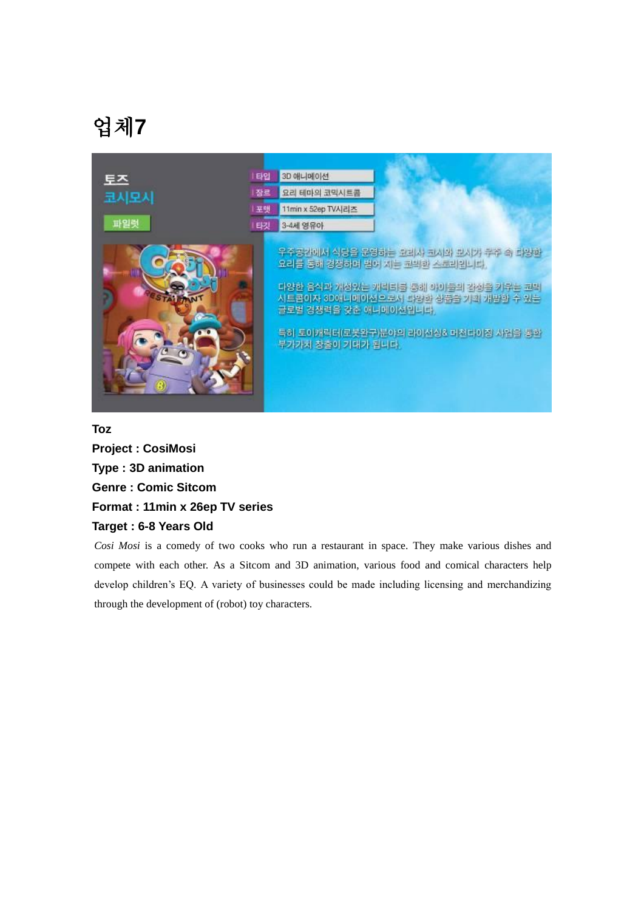# 업체7

토즈

코시모시

파일럿

| 타입 | 3D 애니메이션 |
| --- | --- |
| 장르 | 요리 테마의 코믹시트콤 |
| 포맷 | 11min x 52ep TV시리즈 |
| 타깃 | 3-4세 영유아 |

우주공간에서 식당을 운영하는 요리사 코시와 모시가 우주 속 다양한 요리를 통해 경쟁하며 벌어 지는 코믹한 스토리입니다.

다양한 음식과 개성있는 캐릭터를 통해 아이들의 감성을 키우는 코믹 시트콤이자 3D애니메이션으로서 다양한 상품을 기획 개발할 수 있는 글로벌 경쟁력을 갖춘 애니메이션입니다.

특히 토이캐릭터(로봇완구)분야의 라이선싱& 머천다이징 사업을 통한 부가가치 창출이 기대가 됩니다.

**Toz**

**Project : CosiMosi**

**Type : 3D animation**

**Genre : Comic Sitcom**

**Format : 11min x 26ep TV series**

**Target : 6-8 Years Old**

*Cosi Mosi* is a comedy of two cooks who run a restaurant in space. They make various dishes and compete with each other. As a Sitcom and 3D animation, various food and comical characters help develop children's EQ. A variety of businesses could be made including licensing and merchandizing through the development of (robot) toy characters.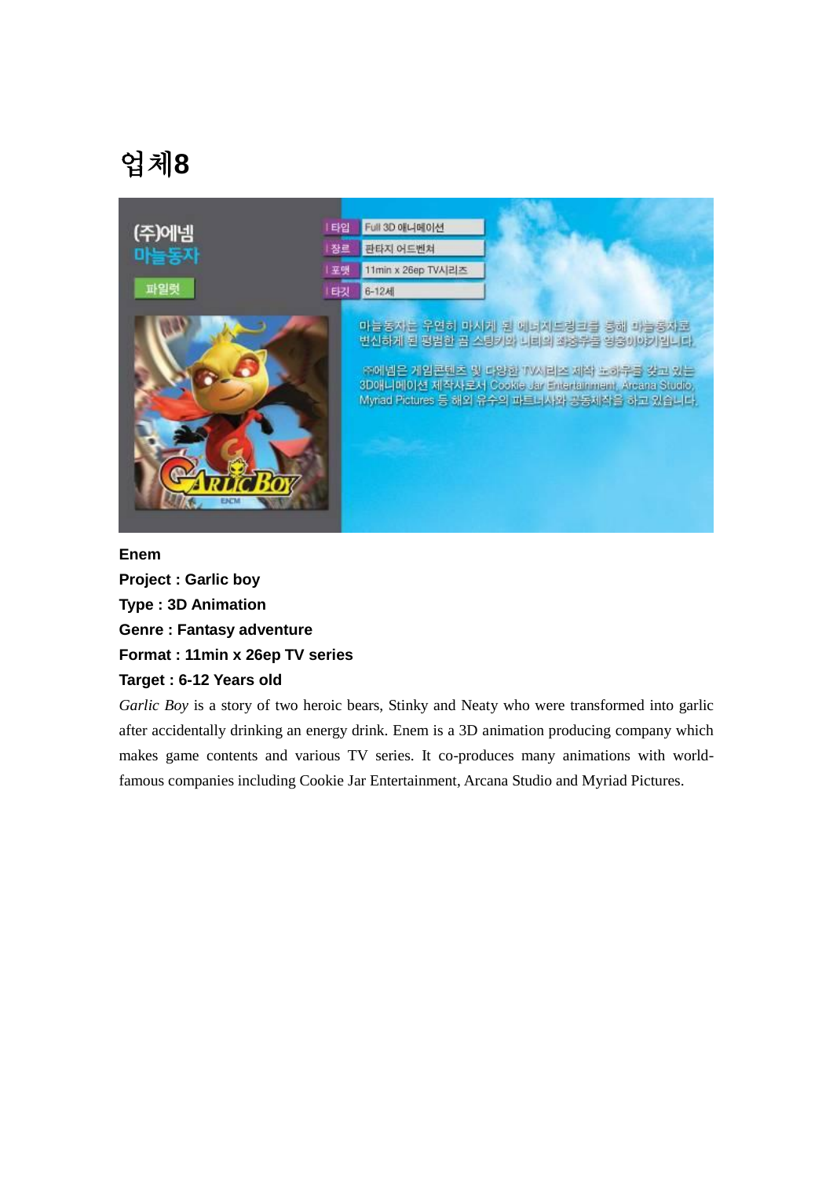# 업체8

(주)에넴
마늘동자

파일럿

| 타입 | Full 3D 애니메이션 |
|---|---|
| 장르 | 판타지 어드벤처 |
| 포맷 | 11min x 26ep TV시리즈 |
| 타깃 | 6-12세 |

마늘동자는 우연히 마시게 된 에너지드링크를 통해 마늘동자로 변신하게 된 평범한 곰 스팅키와 니티의 좌충우돌 영웅이야기입니다.

㈜에넴은 게임콘텐츠 및 다양한 TV시리즈 제작 노하우를 갖고 있는 3D애니메이션 제작사로서 Cookie Jar Entertainment, Arcana Studio, Myriad Pictures 등 해외 유수의 파트너사와 공동제작을 하고 있습니다.

**Enem**

**Project : Garlic boy**

**Type : 3D Animation**

**Genre : Fantasy adventure**

**Format : 11min x 26ep TV series**

**Target : 6-12 Years old**

*Garlic Boy* is a story of two heroic bears, Stinky and Neaty who were transformed into garlic after accidentally drinking an energy drink. Enem is a 3D animation producing company which makes game contents and various TV series. It co-produces many animations with world-famous companies including Cookie Jar Entertainment, Arcana Studio and Myriad Pictures.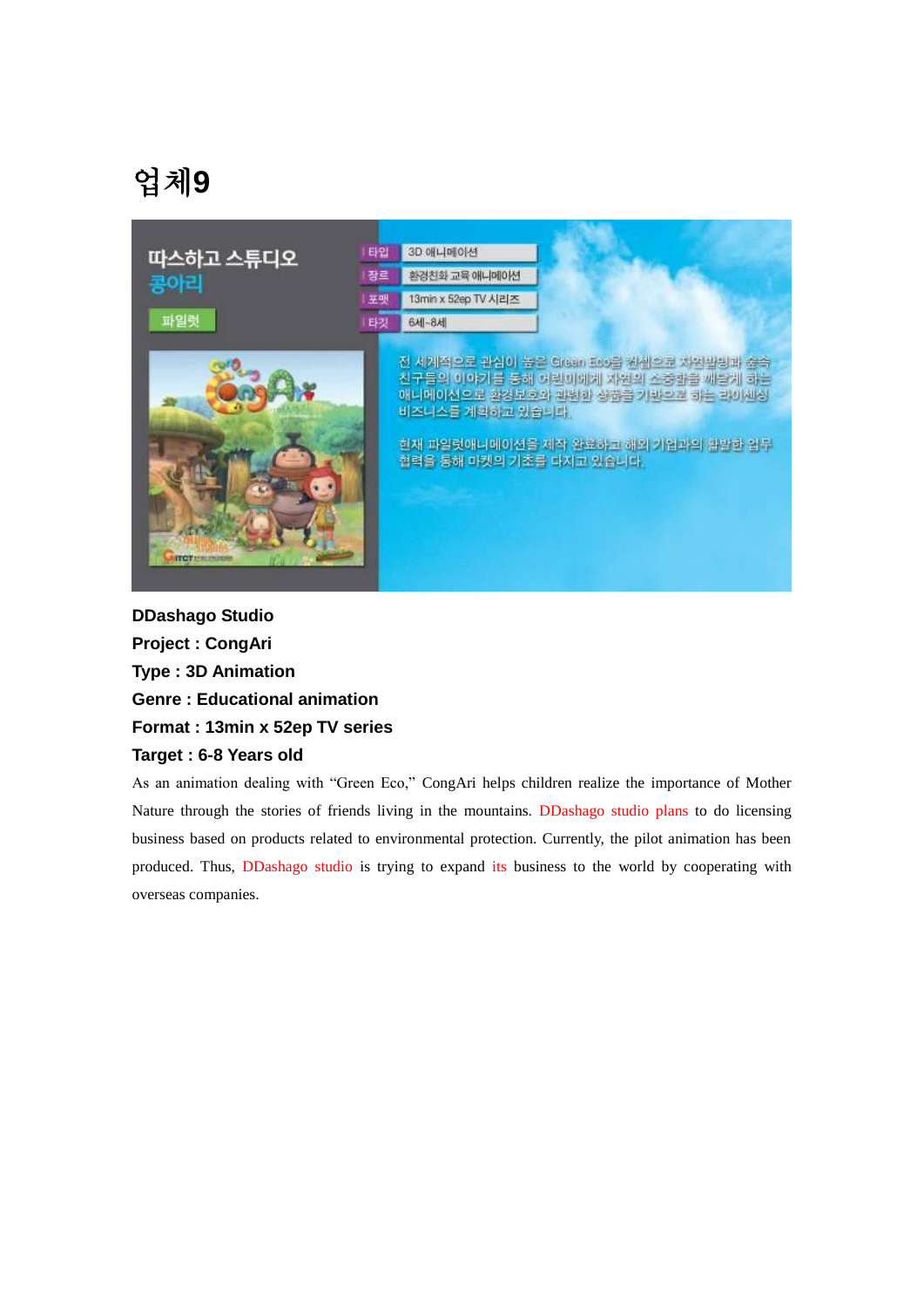# 업체9

따스하고 스튜디오
콩아리
파일럿

| 타입 | 3D 애니메이션 |
| --- | --- |
| 장르 | 환경친화 교육 애니메이션 |
| 포맷 | 13min x 52ep TV 시리즈 |
| 타깃 | 6세-8세 |

전 세계적으로 관심이 높은 Green Eco를 컨셉으로 자연발랄한 숲속 친구들의 이야기를 통해 어린이에게 자연의 소중함을 깨닫게 하는 애니메이션으로 환경보호와 관련한 상품을 기반으로 하는 라이센싱 비즈니스를 계획하고 있습니다.

현재 파일럿애니메이션을 제작 완료하고 해외 기업과의 활발한 업무 협력을 통해 마켓의 기초를 다지고 있습니다.

**DDashago Studio**

**Project : CongAri**

**Type : 3D Animation**

**Genre : Educational animation**

**Format : 13min x 52ep TV series**

**Target : 6-8 Years old**

As an animation dealing with "Green Eco," CongAri helps children realize the importance of Mother Nature through the stories of friends living in the mountains. DDashago studio plans to do licensing business based on products related to environmental protection. Currently, the pilot animation has been produced. Thus, DDashago studio is trying to expand its business to the world by cooperating with overseas companies.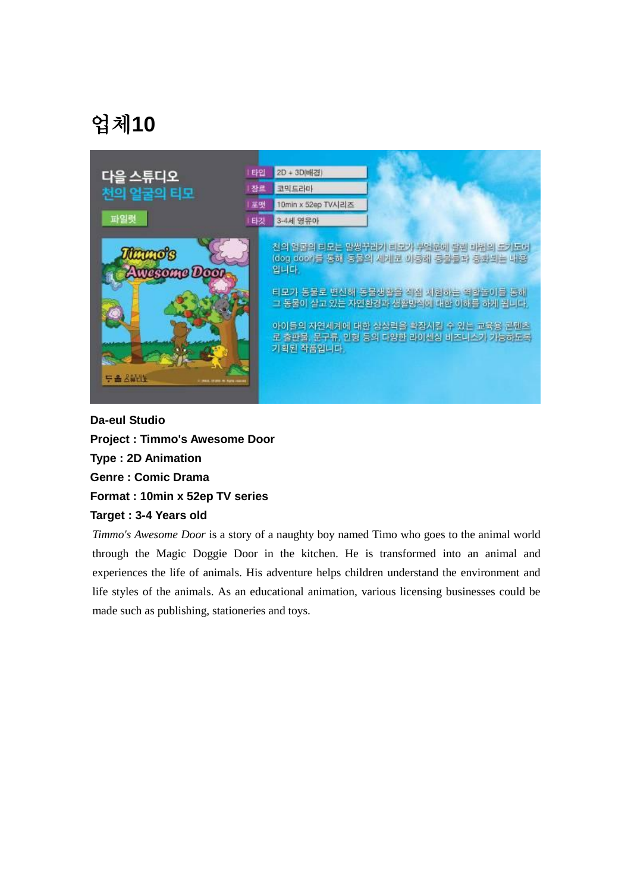# 업체10

다을 스튜디오
천의 얼굴의 티모

파일럿

| 타입 | 2D + 3D(배경) |
|---|---|
| 장르 | 코믹드라마 |
| 포맷 | 10min x 52ep TV시리즈 |
| 타깃 | 3-4세 영유아 |

천의 얼굴의 티모는 말썽꾸러기 티모가 부엌문에 달린 마법의 도기도어(dog door)를 통해 동물의 세계로 이동해 동물들과 동화되는 내용입니다.

티모가 동물로 변신해 동물생활을 직접 체험하는 역할놀이를 통해 그 동물이 살고 있는 자연환경과 생활방식에 대한 이해를 하게 됩니다.

아이들의 자연세계에 대한 상상력을 확장시킬 수 있는 교육용 콘텐츠로 출판물, 문구류, 인형 등의 다양한 라이센싱 비즈니스가 가능하도록 기획된 작품입니다.

**Da-eul Studio**

**Project : Timmo's Awesome Door**

**Type : 2D Animation**

**Genre : Comic Drama**

**Format : 10min x 52ep TV series**

**Target : 3-4 Years old**

*Timmo's Awesome Door* is a story of a naughty boy named Timo who goes to the animal world through the Magic Doggie Door in the kitchen. He is transformed into an animal and experiences the life of animals. His adventure helps children understand the environment and life styles of the animals. As an educational animation, various licensing businesses could be made such as publishing, stationeries and toys.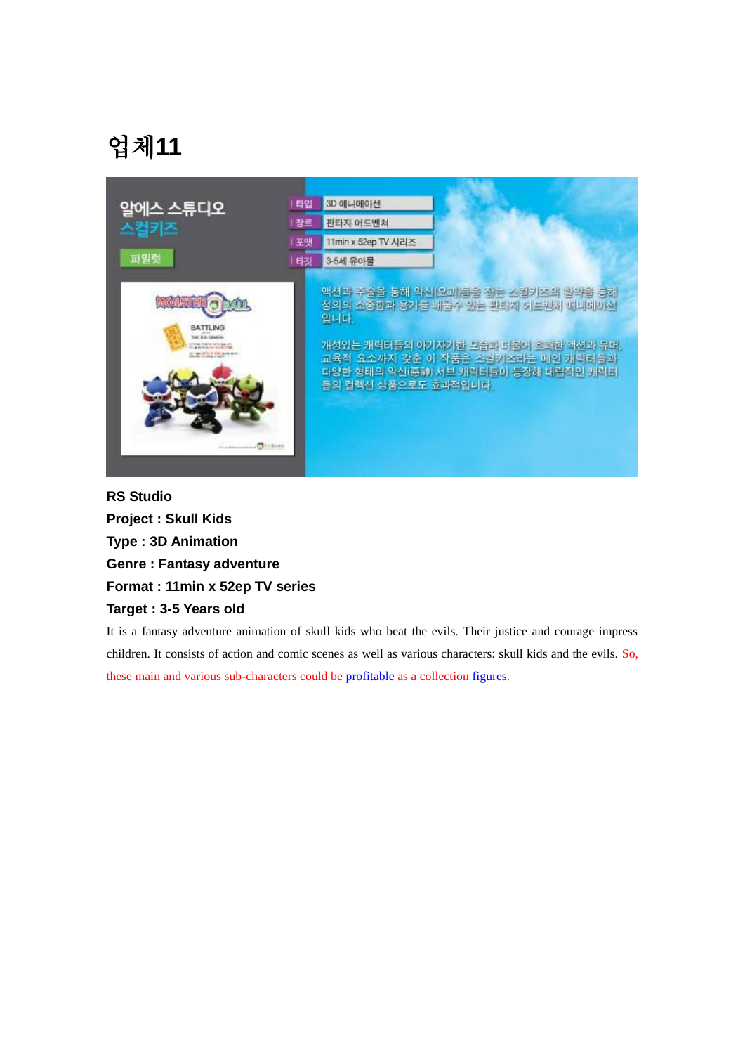# 업체11

알에스 스튜디오
스컬키즈

파일럿

| 타입 | 3D 애니메이션 |
| --- | --- |
| 장르 | 판타지 어드벤처 |
| 포맷 | 11min x 52ep TV 시리즈 |
| 타깃 | 3-5세 유아물 |

액션과 주술을 통해 악신(요괴)들을 잡는 스컬키즈의 활약을 통해 정의의 소중함과 용기를 배출수 있는 판타지 어드벤처 애니메이션 입니다.

개성있는 캐릭터들의 아기자기한 모습과 더불어 호쾌한 액션과 유머, 교육적 요소까지 갖춘 이 작품은 스컬키즈라는 메인 캐릭터들과 다양한 형태의 악신(惡神) 서브 캐릭터들이 등장해 매력적인 캐릭터 들의 컬렉션 상품으로도 효과적입니다.

**RS Studio**

**Project : Skull Kids**

**Type : 3D Animation**

**Genre : Fantasy adventure**

**Format : 11min x 52ep TV series**

**Target : 3-5 Years old**

It is a fantasy adventure animation of skull kids who beat the evils. Their justice and courage impress children. It consists of action and comic scenes as well as various characters: skull kids and the evils. So, these main and various sub-characters could be profitable as a collection figures.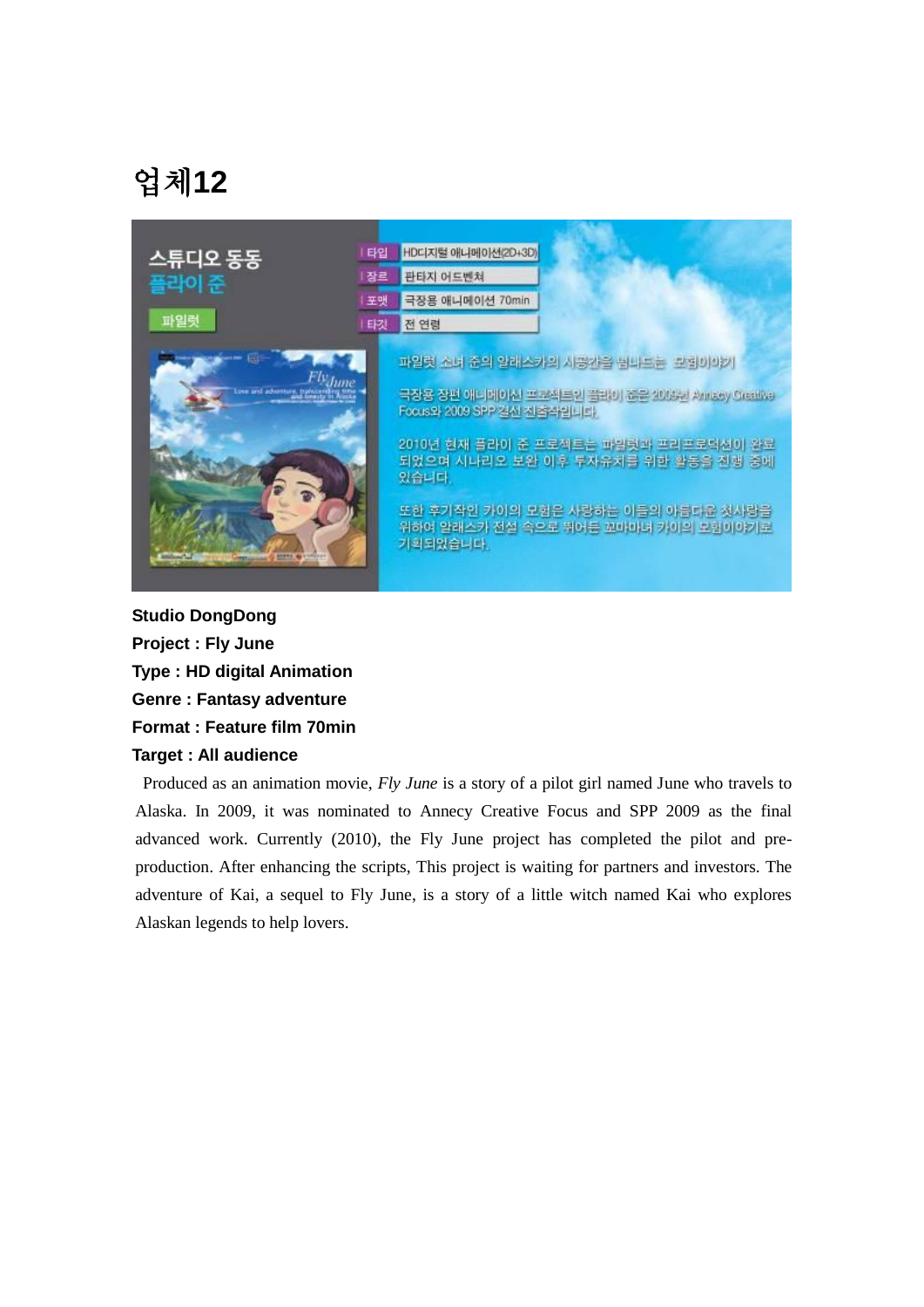# 업체12

스튜디오 동동
플라이 준

파일럿

| 타입 | HD디지털 애니메이션(2D+3D) |
|---|---|
| 장르 | 판타지 어드벤처 |
| 포맷 | 극장용 애니메이션 70min |
| 타깃 | 전 연령 |

파일럿 소녀 준의 알래스카의 시공간을 넘나드는 모험이야기

극장용 장편 애니메이션 프로젝트인 플라이 준은 2009년 Annecy Creative Focus와 2009 SPP 결선 진출작입니다.

2010년 현재 플라이 준 프로젝트는 파일럿과 프리프로덕션이 완료되었으며 시나리오 보완 이후 투자유치를 위한 활동을 진행 중에 있습니다.

또한 후기작인 카이의 모험은 사랑하는 이들의 아름다운 첫사랑을 위하여 알래스카 전설 속으로 뛰어든 꼬마마녀 카이의 모험이야기로 기획되었습니다.

**Studio DongDong**
**Project : Fly June**
**Type : HD digital Animation**
**Genre : Fantasy adventure**
**Format : Feature film 70min**
**Target : All audience**

Produced as an animation movie, *Fly June* is a story of a pilot girl named June who travels to Alaska. In 2009, it was nominated to Annecy Creative Focus and SPP 2009 as the final advanced work. Currently (2010), the Fly June project has completed the pilot and pre-production. After enhancing the scripts, This project is waiting for partners and investors. The adventure of Kai, a sequel to Fly June, is a story of a little witch named Kai who explores Alaskan legends to help lovers.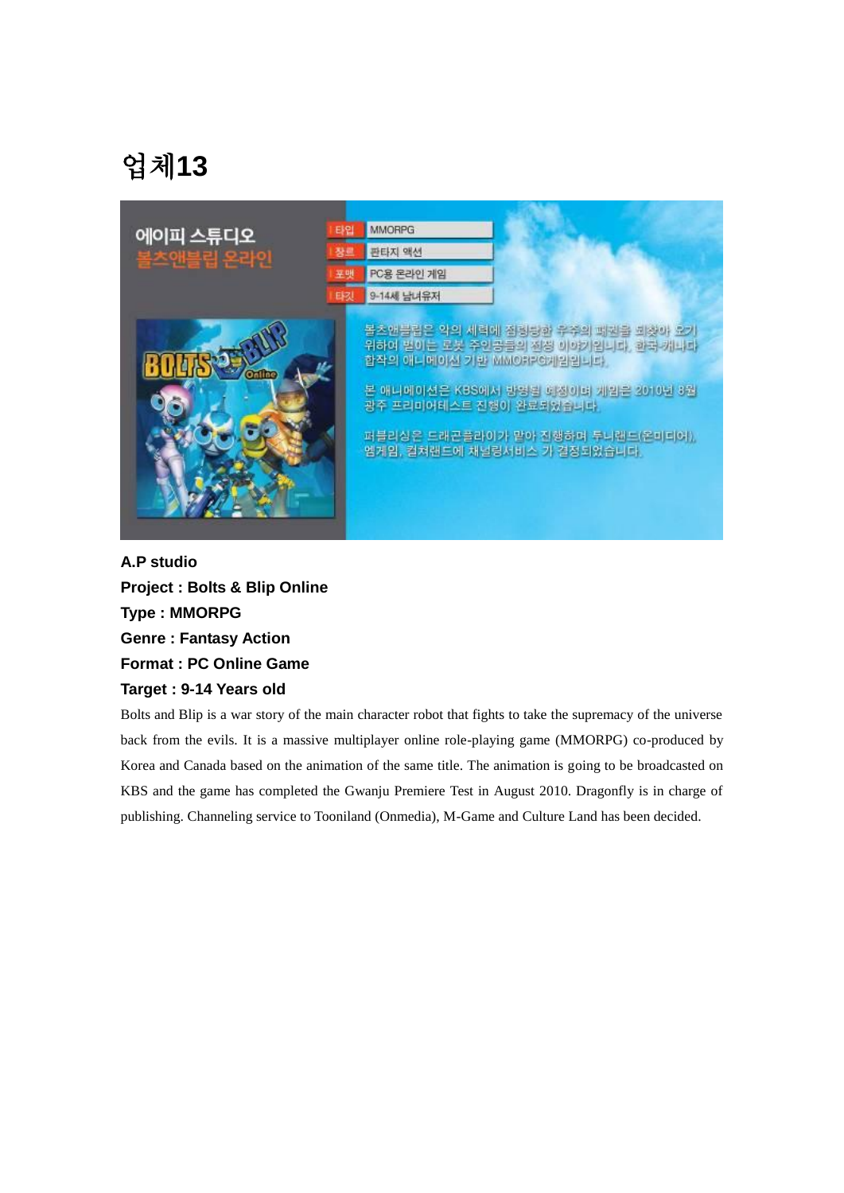# 업체13

에이피 스튜디오
볼츠앤블립 온라인

| 타입 | MMORPG |
|---|---|
| 장르 | 판타지 액션 |
| 포맷 | PC용 온라인 게임 |
| 타깃 | 9-14세 남녀유저 |

볼츠앤블립은 악의 세력에 점령당한 우주의 패권을 되찾아 오기 위하여 벌이는 로봇 주인공들의 전쟁 이야기입니다. 한국-캐나다 합작의 애니메이션 기반 MMORPG게임입니다.

본 애니메이션은 KBS에서 방영될 예정이며 게임은 2010년 8월 광주 프리미어테스트 진행이 완료되었습니다.

퍼블리싱은 드래곤플라이가 맡아 진행하며 투니랜드(온미디어), 엠게임, 컬쳐랜드에 채널링서비스 가 결정되었습니다.

**A.P studio**
**Project : Bolts & Blip Online**
**Type : MMORPG**
**Genre : Fantasy Action**
**Format : PC Online Game**
**Target : 9-14 Years old**

Bolts and Blip is a war story of the main character robot that fights to take the supremacy of the universe back from the evils. It is a massive multiplayer online role-playing game (MMORPG) co-produced by Korea and Canada based on the animation of the same title. The animation is going to be broadcasted on KBS and the game has completed the Gwanju Premiere Test in August 2010. Dragonfly is in charge of publishing. Channeling service to Tooniland (Onmedia), M-Game and Culture Land has been decided.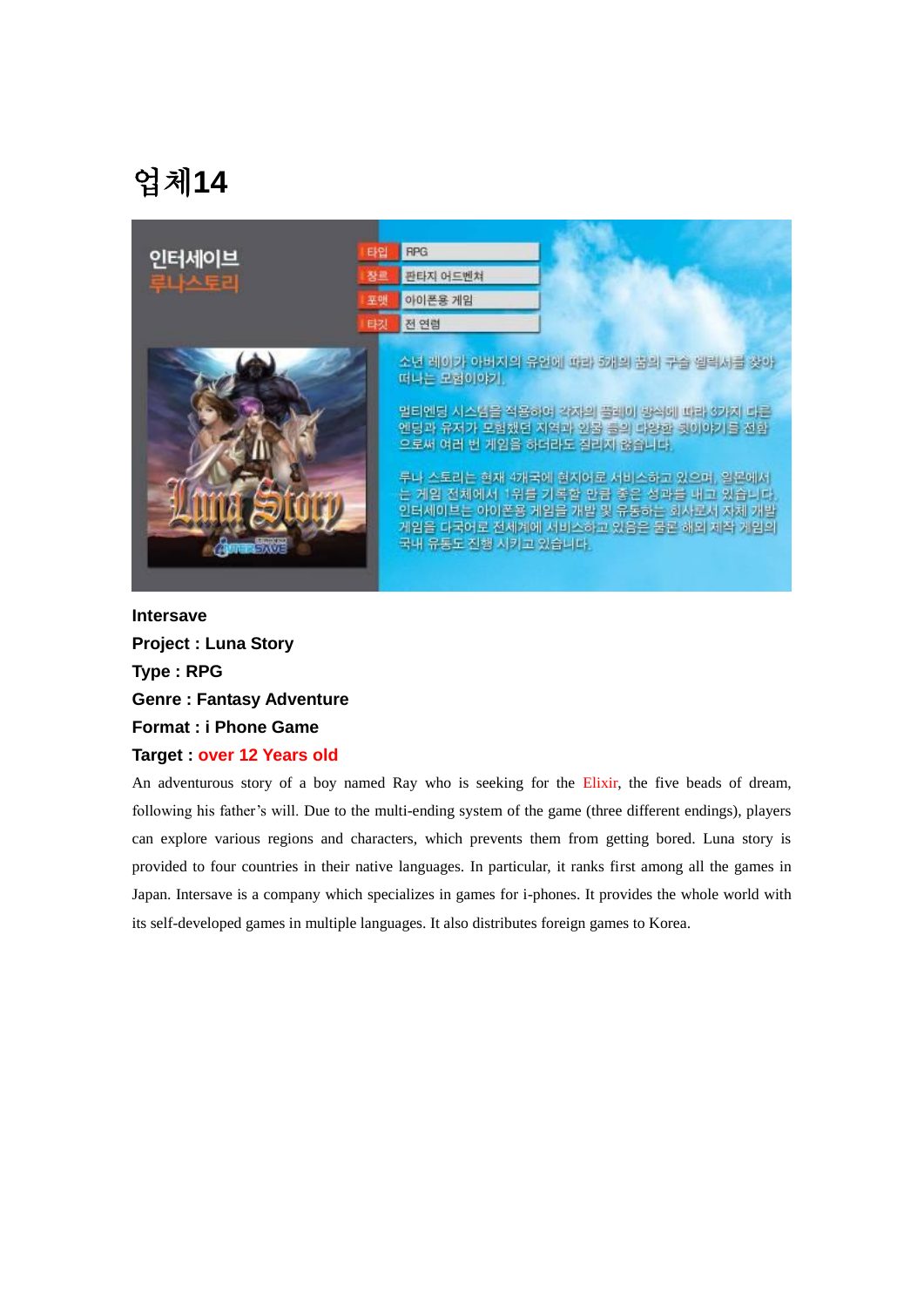# 업체14

**인터세이브**
**루나스토리**

| | |
|---|---|
| 타입 | RPG |
| 장르 | 판타지 어드벤처 |
| 포맷 | 아이폰용 게임 |
| 타깃 | 전 연령 |

소년 레이가 아버지의 유언에 따라 5개의 꿈의 구슬 엘릭서를 찾아 떠나는 모험이야기.

멀티엔딩 시스템을 적용하여 각자의 플레이 방식에 따라 3가지 다른 엔딩과 유저가 모험했던 지역과 인물 등의 다양한 뒷이야기를 전함으로써 여러 번 게임을 하더라도 질리지 않습니다.

루나 스토리는 현재 4개국에 현지어로 서비스하고 있으며, 일본에서는 게임 전체에서 1위를 기록할 만큼 좋은 성과를 내고 있습니다. 인터세이브는 아이폰용 게임을 개발 및 유통하는 회사로서 자체 개발 게임을 다국어로 전세계에 서비스하고 있음은 물론 해외 제작 게임의 국내 유통도 진행 시키고 있습니다.

**Intersave**
**Project : Luna Story**
**Type : RPG**
**Genre : Fantasy Adventure**
**Format : i Phone Game**
**Target : over 12 Years old**

An adventurous story of a boy named Ray who is seeking for the Elixir, the five beads of dream, following his father's will. Due to the multi-ending system of the game (three different endings), players can explore various regions and characters, which prevents them from getting bored. Luna story is provided to four countries in their native languages. In particular, it ranks first among all the games in Japan. Intersave is a company which specializes in games for i-phones. It provides the whole world with its self-developed games in multiple languages. It also distributes foreign games to Korea.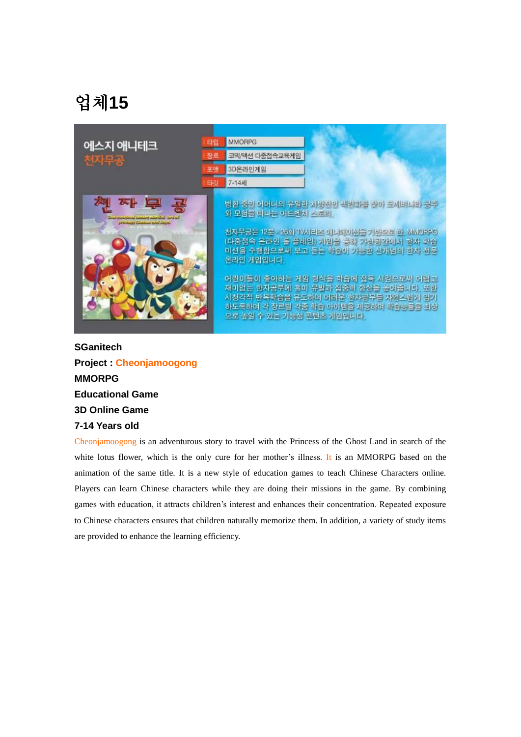# 업체15

에스지 애니테크
천자무공

| 타입 | MMORPG |
| --- | --- |
| 장르 | 코믹/액션 다중접속교육게임 |
| 포맷 | 3D온라인게임 |
| 타깃 | 7-14세 |

병환 중인 어머니의 유일한 처방전인 백련화를 찾아 도깨비나라 공주와 모험을 떠나는 어드벤처 스토리.

천자무공은 12분 x 26화 TV시리즈 애니메이션을 기반으로 한 MMORPG(다중접속 온라인 롤 플레잉) 게임을 통해 가상공간에서 한자 학습 미션을 수행함으로써 보고 듣는 학습이 가능한 신개념의 한자 전문 온라인 게임입니다.

어린이들이 좋아하는 게임 형식을 학습에 접목 시킴으로써 어렵고 재미없는 한자공부에 흥미 유발과 집중력 향상을 높여줍니다. 또한 시청각적 반복학습을 유도하여 어려운 한자공부를 자연스럽게 암기 하도록하며 각 장르별 각종 학습 아이템을 제공하여 학습능률을 최상으로 높일 수 있는 기능성 콘텐츠 게임입니다.

**SGanitech**

**Project : Cheonjamoogong**

**MMORPG**

**Educational Game**

**3D Online Game**

**7-14 Years old**

Cheonjamoogong is an adventurous story to travel with the Princess of the Ghost Land in search of the white lotus flower, which is the only cure for her mother's illness. It is an MMORPG based on the animation of the same title. It is a new style of education games to teach Chinese Characters online. Players can learn Chinese characters while they are doing their missions in the game. By combining games with education, it attracts children's interest and enhances their concentration. Repeated exposure to Chinese characters ensures that children naturally memorize them. In addition, a variety of study items are provided to enhance the learning efficiency.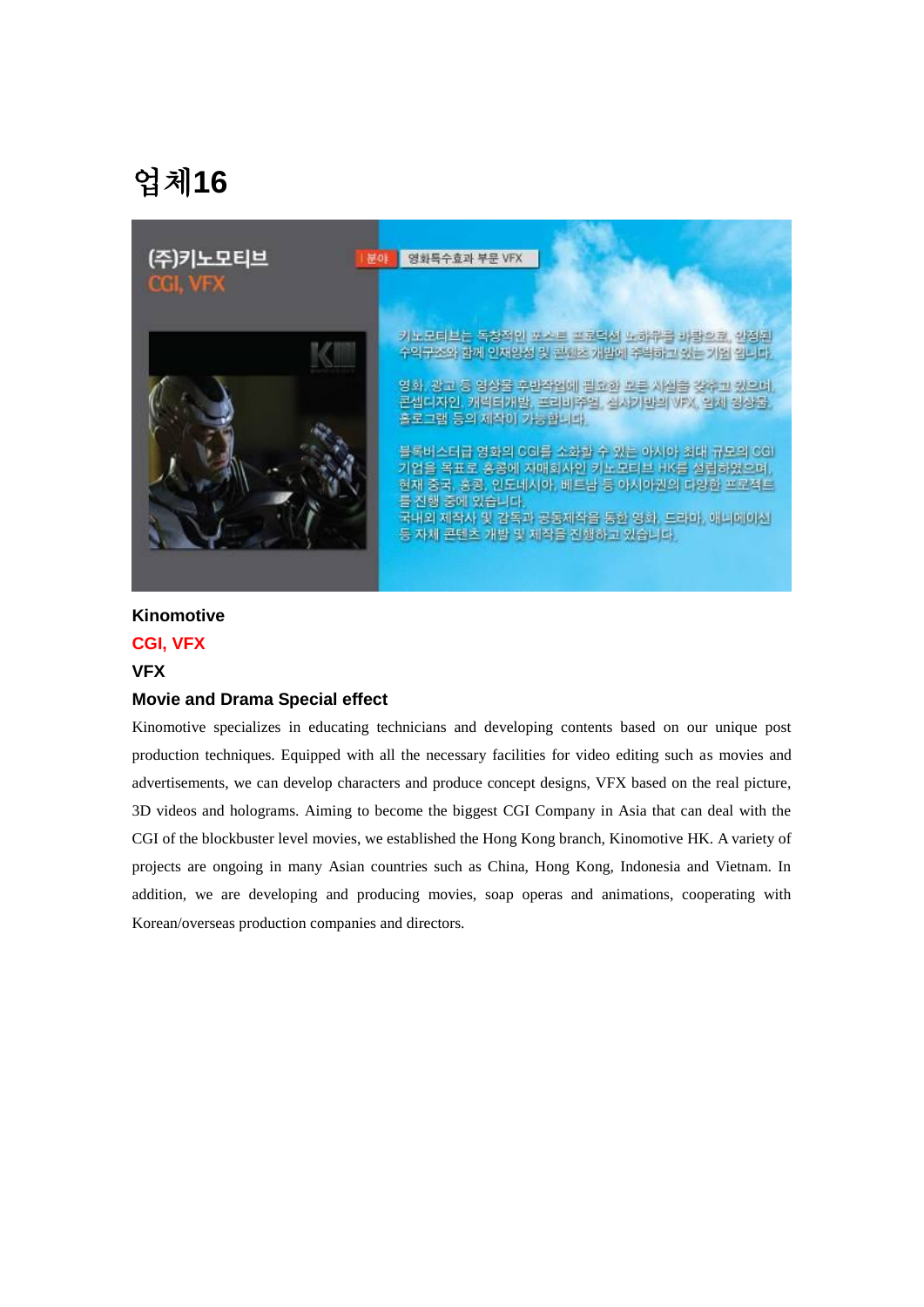# 업체16

(주)키노모티브
CGI, VFX

분야 영화특수효과 부문 VFX

키노모티브는 독창적인 포스트 프로덕션 노하우를 바탕으로, 안정된 수익구조와 함께 인재양성 및 콘텐츠 개발에 주력하고 있는 기업 입니다.

영화, 광고 등 영상물 후반작업에 필요한 모든 시설을 갖추고 있으며, 콘셉디자인, 캐릭터개발, 프리비주얼, 실사기반의 VFX, 입체 영상물, 홀로그램 등의 제작이 가능합니다.

블록버스터급 영화의 CGI를 소화할 수 있는 아시아 최대 규모의 CGI 기업을 목표로 홍콩에 자매회사인 키노모티브 HK를 설립하였으며, 현재 중국, 홍콩, 인도네시아, 베트남 등 아시아권의 다양한 프로젝트를 진행 중에 있습니다.
국내외 제작사 및 감독과 공동제작을 통한 영화, 드라마, 애니메이션 등 자체 콘텐츠 개발 및 제작을 진행하고 있습니다.

**Kinomotive**

**CGI, VFX**

**VFX**

**Movie and Drama Special effect**

Kinomotive specializes in educating technicians and developing contents based on our unique post production techniques. Equipped with all the necessary facilities for video editing such as movies and advertisements, we can develop characters and produce concept designs, VFX based on the real picture, 3D videos and holograms. Aiming to become the biggest CGI Company in Asia that can deal with the CGI of the blockbuster level movies, we established the Hong Kong branch, Kinomotive HK. A variety of projects are ongoing in many Asian countries such as China, Hong Kong, Indonesia and Vietnam. In addition, we are developing and producing movies, soap operas and animations, cooperating with Korean/overseas production companies and directors.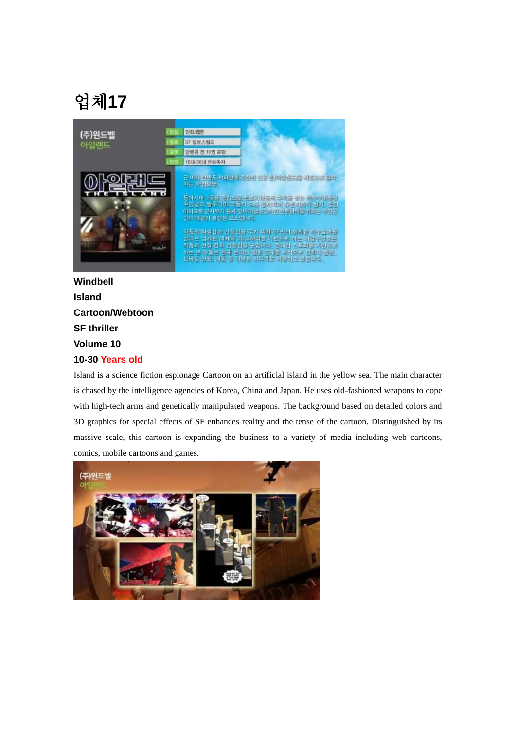# 업체17

**Windbell**

**Island**

**Cartoon/Webtoon**

**SF thriller**

**Volume 10**

**10-30 Years old**

Island is a science fiction espionage Cartoon on an artificial island in the yellow sea. The main character is chased by the intelligence agencies of Korea, China and Japan. He uses old-fashioned weapons to cope with high-tech arms and genetically manipulated weapons. The background based on detailed colors and 3D graphics for special effects of SF enhances reality and the tense of the cartoon. Distinguished by its massive scale, this cartoon is expanding the business to a variety of media including web cartoons, comics, mobile cartoons and games.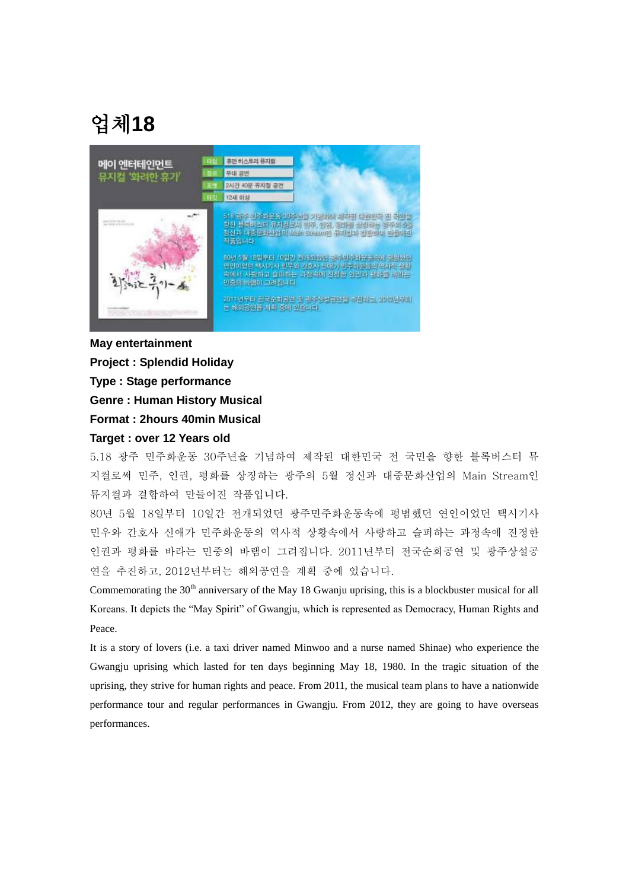# 업체18

**May entertainment**

**Project : Splendid Holiday**

**Type : Stage performance**

**Genre : Human History Musical**

**Format : 2hours 40min Musical**

**Target : over 12 Years old**

5.18 광주 민주화운동 30주년을 기념하여 제작된 대한민국 전 국민을 향한 블록버스터 뮤지컬로써 민주, 인권, 평화를 상징하는 광주의 5월 정신과 대중문화산업의 Main Stream인 뮤지컬과 결합하여 만들어진 작품입니다.

80년 5월 18일부터 10일간 전개되었던 광주민주화운동속에 평범했던 연인이었던 택시기사 민우와 간호사 신애가 민주화운동의 역사적 상황속에서 사랑하고 슬퍼하는 과정속에 진정한 인권과 평화를 바라는 민중의 바램이 그려집니다. 2011년부터 전국순회공연 및 광주상설공연을 추진하고, 2012년부터는 해외공연을 계획 중에 있습니다.

Commemorating the 30th anniversary of the May 18 Gwanju uprising, this is a blockbuster musical for all Koreans. It depicts the “May Spirit” of Gwangju, which is represented as Democracy, Human Rights and Peace.

It is a story of lovers (i.e. a taxi driver named Minwoo and a nurse named Shinae) who experience the Gwangju uprising which lasted for ten days beginning May 18, 1980. In the tragic situation of the uprising, they strive for human rights and peace. From 2011, the musical team plans to have a nationwide performance tour and regular performances in Gwangju. From 2012, they are going to have overseas performances.